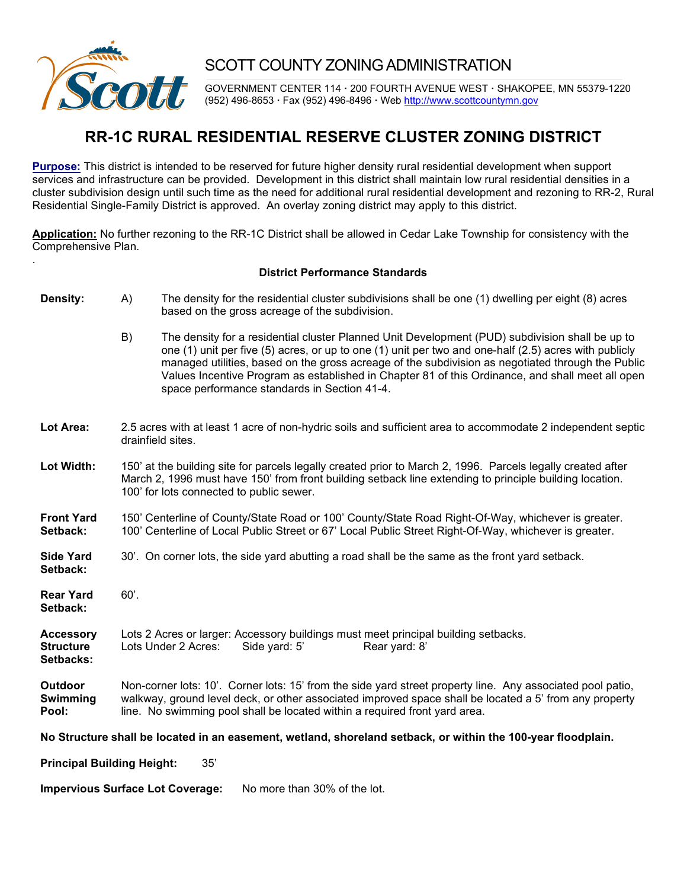# SCOTT COUNTY ZONING ADMINISTRATION

GOVERNMENT CENTER 114 · 200 FOURTH AVENUE WEST · SHAKOPEE, MN 55379-1220
(952) 496-8653 · Fax (952) 496-8496 · Web http://www.scottcountymn.gov

## RR-1C RURAL RESIDENTIAL RESERVE CLUSTER ZONING DISTRICT

**Purpose:** This district is intended to be reserved for future higher density rural residential development when support services and infrastructure can be provided. Development in this district shall maintain low rural residential densities in a cluster subdivision design until such time as the need for additional rural residential development and rezoning to RR-2, Rural Residential Single-Family District is approved. An overlay zoning district may apply to this district.

**Application:** No further rezoning to the RR-1C District shall be allowed in Cedar Lake Township for consistency with the Comprehensive Plan.

### District Performance Standards

**Density:**

A) The density for the residential cluster subdivisions shall be one (1) dwelling per eight (8) acres based on the gross acreage of the subdivision.

B) The density for a residential cluster Planned Unit Development (PUD) subdivision shall be up to one (1) unit per five (5) acres, or up to one (1) unit per two and one-half (2.5) acres with publicly managed utilities, based on the gross acreage of the subdivision as negotiated through the Public Values Incentive Program as established in Chapter 81 of this Ordinance, and shall meet all open space performance standards in Section 41-4.

**Lot Area:** 2.5 acres with at least 1 acre of non-hydric soils and sufficient area to accommodate 2 independent septic drainfield sites.

**Lot Width:** 150' at the building site for parcels legally created prior to March 2, 1996. Parcels legally created after March 2, 1996 must have 150' from front building setback line extending to principle building location. 100' for lots connected to public sewer.

**Front Yard Setback:** 150' Centerline of County/State Road or 100' County/State Road Right-Of-Way, whichever is greater. 100' Centerline of Local Public Street or 67' Local Public Street Right-Of-Way, whichever is greater.

**Side Yard Setback:** 30'. On corner lots, the side yard abutting a road shall be the same as the front yard setback.

**Rear Yard Setback:** 60'.

**Accessory Structure Setbacks:** Lots 2 Acres or larger: Accessory buildings must meet principal building setbacks.
Lots Under 2 Acres: Side yard: 5' Rear yard: 8'

**Outdoor Swimming Pool:** Non-corner lots: 10'. Corner lots: 15' from the side yard street property line. Any associated pool patio, walkway, ground level deck, or other associated improved space shall be located a 5' from any property line. No swimming pool shall be located within a required front yard area.

**No Structure shall be located in an easement, wetland, shoreland setback, or within the 100-year floodplain.**

**Principal Building Height:** 35'

**Impervious Surface Lot Coverage:** No more than 30% of the lot.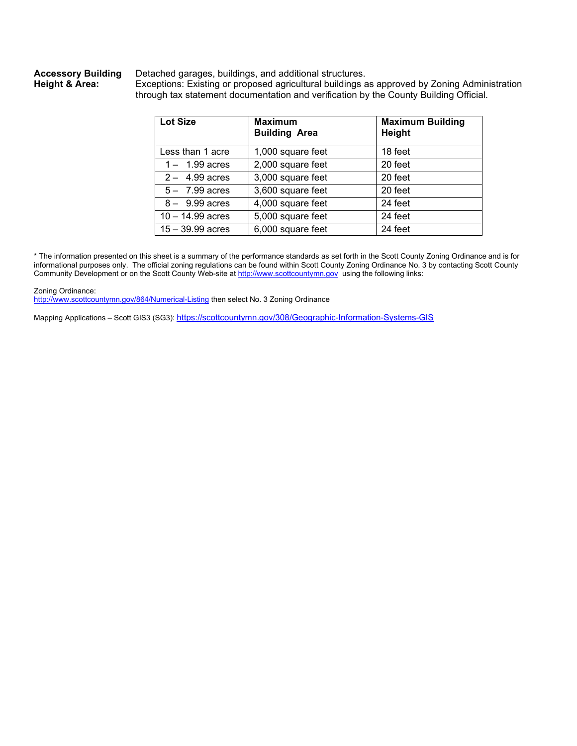**Accessory Building Height & Area:** Detached garages, buildings, and additional structures.
Exceptions: Existing or proposed agricultural buildings as approved by Zoning Administration through tax statement documentation and verification by the County Building Official.

| Lot Size | Maximum Building Area | Maximum Building Height |
|---|---|---|
| Less than 1 acre | 1,000 square feet | 18 feet |
| 1 – 1.99 acres | 2,000 square feet | 20 feet |
| 2 – 4.99 acres | 3,000 square feet | 20 feet |
| 5 – 7.99 acres | 3,600 square feet | 20 feet |
| 8 – 9.99 acres | 4,000 square feet | 24 feet |
| 10 – 14.99 acres | 5,000 square feet | 24 feet |
| 15 – 39.99 acres | 6,000 square feet | 24 feet |

* The information presented on this sheet is a summary of the performance standards as set forth in the Scott County Zoning Ordinance and is for informational purposes only. The official zoning regulations can be found within Scott County Zoning Ordinance No. 3 by contacting Scott County Community Development or on the Scott County Web-site at http://www.scottcountymn.gov using the following links:

Zoning Ordinance:
http://www.scottcountymn.gov/864/Numerical-Listing then select No. 3 Zoning Ordinance

Mapping Applications – Scott GIS3 (SG3): https://scottcountymn.gov/308/Geographic-Information-Systems-GIS